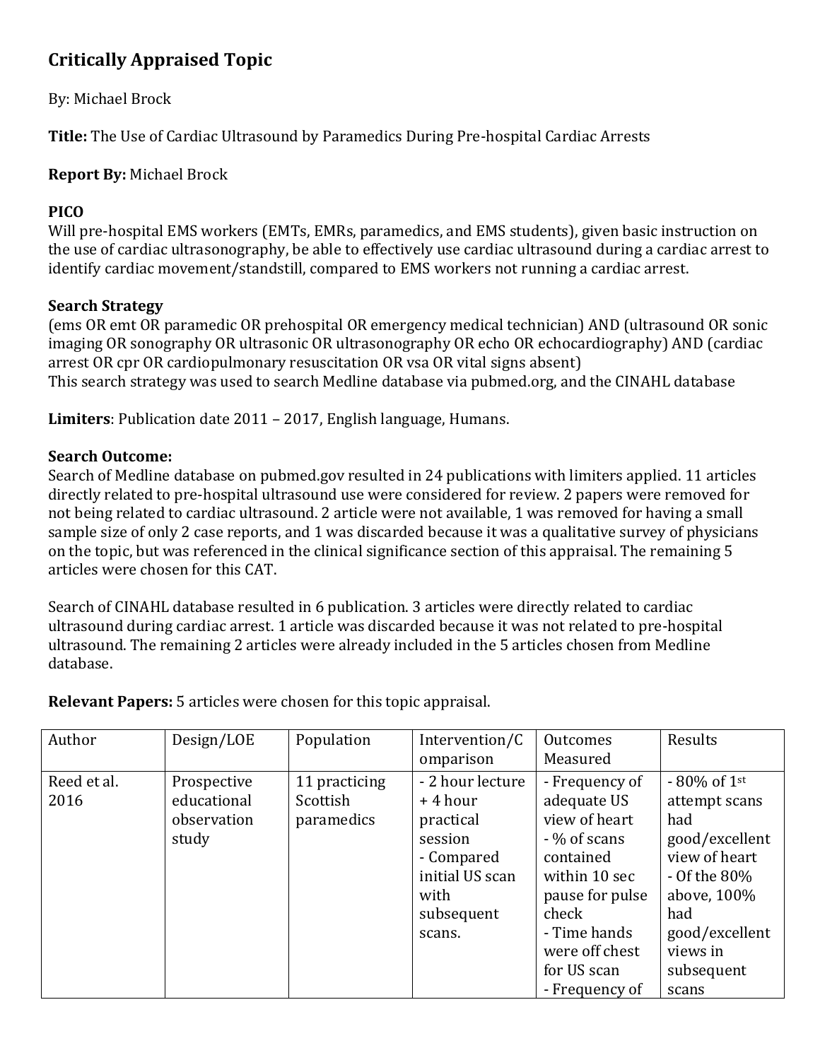# Critically Appraised Topic

By: Michael Brock

**Title:** The Use of Cardiac Ultrasound by Paramedics During Pre-hospital Cardiac Arrests

**Report By:** Michael Brock

## PICO

Will pre-hospital EMS workers (EMTs, EMRs, paramedics, and EMS students), given basic instruction on the use of cardiac ultrasonography, be able to effectively use cardiac ultrasound during a cardiac arrest to identify cardiac movement/standstill, compared to EMS workers not running a cardiac arrest.

## Search Strategy

(ems OR emt OR paramedic OR prehospital OR emergency medical technician) AND (ultrasound OR sonic imaging OR sonography OR ultrasonic OR ultrasonography OR echo OR echocardiography) AND (cardiac arrest OR cpr OR cardiopulmonary resuscitation OR vsa OR vital signs absent)
This search strategy was used to search Medline database via pubmed.org, and the CINAHL database

**Limiters**: Publication date 2011 – 2017, English language, Humans.

## Search Outcome:

Search of Medline database on pubmed.gov resulted in 24 publications with limiters applied. 11 articles directly related to pre-hospital ultrasound use were considered for review. 2 papers were removed for not being related to cardiac ultrasound. 2 article were not available, 1 was removed for having a small sample size of only 2 case reports, and 1 was discarded because it was a qualitative survey of physicians on the topic, but was referenced in the clinical significance section of this appraisal. The remaining 5 articles were chosen for this CAT.

Search of CINAHL database resulted in 6 publication. 3 articles were directly related to cardiac ultrasound during cardiac arrest. 1 article was discarded because it was not related to pre-hospital ultrasound. The remaining 2 articles were already included in the 5 articles chosen from Medline database.

**Relevant Papers:** 5 articles were chosen for this topic appraisal.

| Author | Design/LOE | Population | Intervention/Comparison | Outcomes Measured | Results |
|---|---|---|---|---|---|
| Reed et al. 2016 | Prospective educational observation study | 11 practicing Scottish paramedics | - 2 hour lecture + 4 hour practical session<br>- Compared initial US scan with subsequent scans. | - Frequency of adequate US view of heart<br>- % of scans contained within 10 sec pause for pulse check<br>- Time hands were off chest for US scan<br>- Frequency of | - 80% of 1st attempt scans had good/excellent view of heart<br>- Of the 80% above, 100% had good/excellent views in subsequent scans |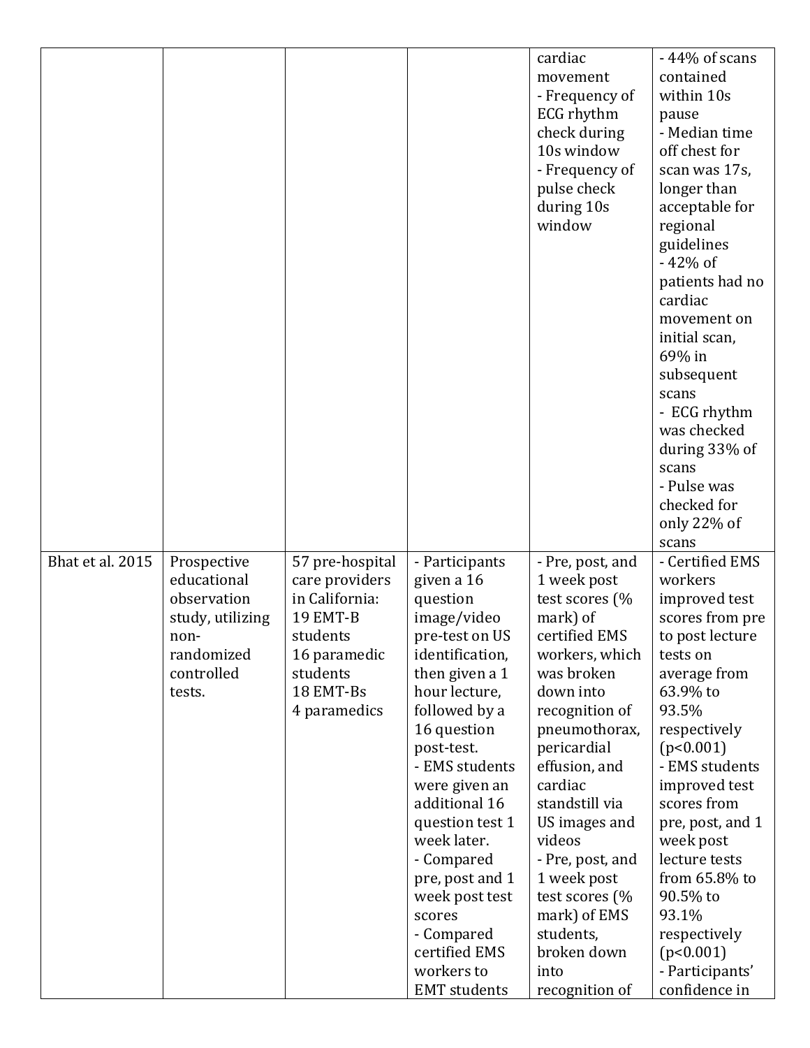| | | | | cardiac movement<br>- Frequency of ECG rhythm check during 10s window<br>- Frequency of pulse check during 10s window | - 44% of scans contained within 10s pause<br>- Median time off chest for scan was 17s, longer than acceptable for regional guidelines<br>- 42% of patients had no cardiac movement on initial scan, 69% in subsequent scans<br>- ECG rhythm was checked during 33% of scans<br>- Pulse was checked for only 22% of scans |
|---|---|---|---|---|---|
| Bhat et al. 2015 | Prospective educational observation study, utilizing non-randomized controlled tests. | 57 pre-hospital care providers in California:<br>19 EMT-B students<br>16 paramedic students<br>18 EMT-Bs<br>4 paramedics | - Participants given a 16 question image/video pre-test on US identification, then given a 1 hour lecture, followed by a 16 question post-test.<br>- EMS students were given an additional 16 question test 1 week later.<br>- Compared pre, post and 1 week post test scores<br>- Compared certified EMS workers to EMT students | - Pre, post, and 1 week post test scores (% mark) of certified EMS workers, which was broken down into recognition of pneumothorax, pericardial effusion, and cardiac standstill via US images and videos<br>- Pre, post, and 1 week post test scores (% mark) of EMS students, broken down into recognition of | - Certified EMS workers improved test scores from pre to post lecture tests on average from 63.9% to 93.5% respectively ($p<0.001$)<br>- EMS students improved test scores from pre, post, and 1 week post lecture tests from 65.8% to 90.5% to 93.1% respectively ($p<0.001$)<br>- Participants' confidence in |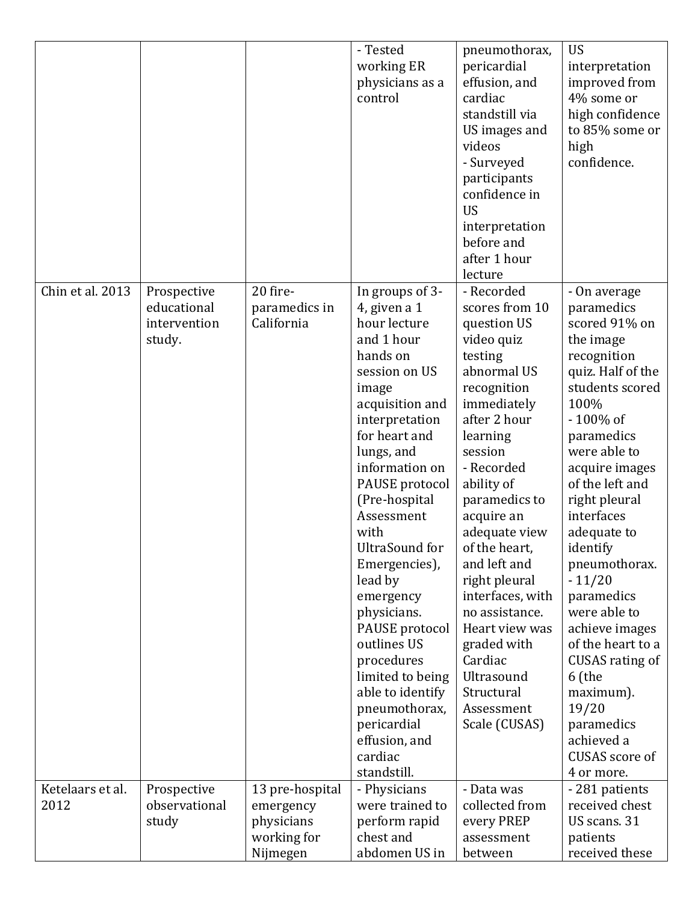| | | | - Tested working ER physicians as a control | pneumothorax, pericardial effusion, and cardiac standstill via US images and videos<br>- Surveyed participants confidence in US interpretation before and after 1 hour lecture | US interpretation improved from 4% some or high confidence to 85% some or high confidence. |
|---|---|---|---|---|---|
| Chin et al. 2013 | Prospective educational intervention study. | 20 fire-paramedics in California | In groups of 3-4, given a 1 hour lecture and 1 hour hands on session on US image acquisition and interpretation for heart and lungs, and information on PAUSE protocol (Pre-hospital Assessment with UltraSound for Emergencies), lead by emergency physicians. PAUSE protocol outlines US procedures limited to being able to identify pneumothorax, pericardial effusion, and cardiac standstill. | - Recorded scores from 10 question US video quiz testing abnormal US recognition immediately after 2 hour learning session<br>- Recorded ability of paramedics to acquire an adequate view of the heart, and left and right pleural interfaces, with no assistance. Heart view was graded with Cardiac Ultrasound Structural Assessment Scale (CUSAS) | - On average paramedics scored 91% on the image recognition quiz. Half of the students scored 100%<br>- 100% of paramedics were able to acquire images of the left and right pleural interfaces adequate to identify pneumothorax.<br>- 11/20 paramedics were able to achieve images of the heart to a CUSAS rating of 6 (the maximum). 19/20 paramedics achieved a CUSAS score of 4 or more. |
| Ketelaars et al. 2012 | Prospective observational study | 13 pre-hospital emergency physicians working for Nijmegen | - Physicians were trained to perform rapid chest and abdomen US in | - Data was collected from every PREP assessment between | - 281 patients received chest US scans. 31 patients received these |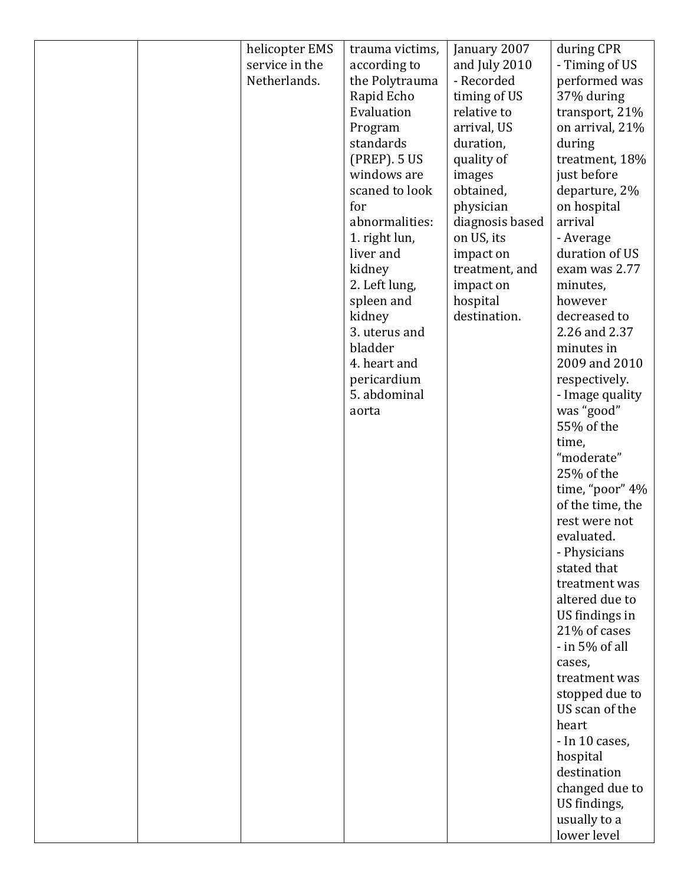| | | | | | |
|---|---|---|---|---|---|
| | | helicopter EMS service in the Netherlands. | trauma victims, according to the Polytrauma Rapid Echo Evaluation Program standards (PREP). 5 US windows are scaned to look for abnormalities:<br>1. right lun, liver and kidney<br>2. Left lung, spleen and kidney<br>3. uterus and bladder<br>4. heart and pericardium<br>5. abdominal aorta | January 2007 and July 2010<br>- Recorded timing of US relative to arrival, US duration, quality of images obtained, physician diagnosis based on US, its impact on treatment, and impact on hospital destination. | during CPR<br>- Timing of US performed was 37% during transport, 21% on arrival, 21% during treatment, 18% just before departure, 2% on hospital arrival<br>- Average duration of US exam was 2.77 minutes, however decreased to 2.26 and 2.37 minutes in 2009 and 2010 respectively.<br>- Image quality was "good" 55% of the time, "moderate" 25% of the time, "poor" 4% of the time, the rest were not evaluated.<br>- Physicians stated that treatment was altered due to US findings in 21% of cases<br>- in 5% of all cases, treatment was stopped due to US scan of the heart<br>- In 10 cases, hospital destination changed due to US findings, usually to a lower level |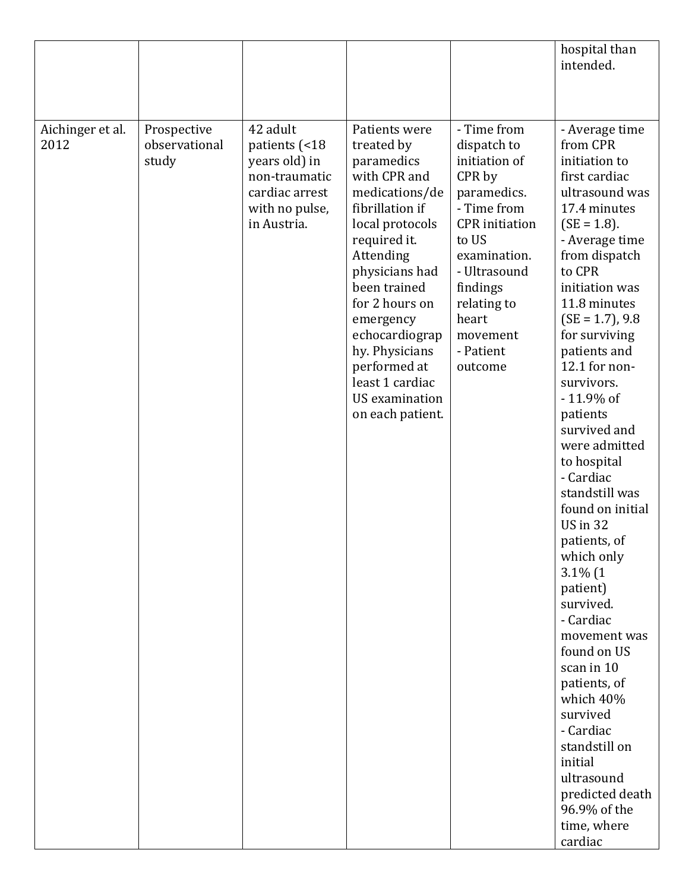| | | | | | |
|---|---|---|---|---|---|
| | | | | | hospital than intended. |
| Aichinger et al. 2012 | Prospective observational study | 42 adult patients (<18 years old) in non-traumatic cardiac arrest with no pulse, in Austria. | Patients were treated by paramedics with CPR and medications/defibrillation if local protocols required it. Attending physicians had been trained for 2 hours on emergency echocardiography. Physicians performed at least 1 cardiac US examination on each patient. | - Time from dispatch to initiation of CPR by paramedics.<br>- Time from CPR initiation to US examination.<br>- Ultrasound findings relating to heart movement<br>- Patient outcome | - Average time from CPR initiation to first cardiac ultrasound was 17.4 minutes (SE = 1.8).<br>- Average time from dispatch to CPR initiation was 11.8 minutes (SE = 1.7), 9.8 for surviving patients and 12.1 for non-survivors.<br>- 11.9% of patients survived and were admitted to hospital<br>- Cardiac standstill was found on initial US in 32 patients, of which only 3.1% (1 patient) survived.<br>- Cardiac movement was found on US scan in 10 patients, of which 40% survived<br>- Cardiac standstill on initial ultrasound predicted death 96.9% of the time, where cardiac |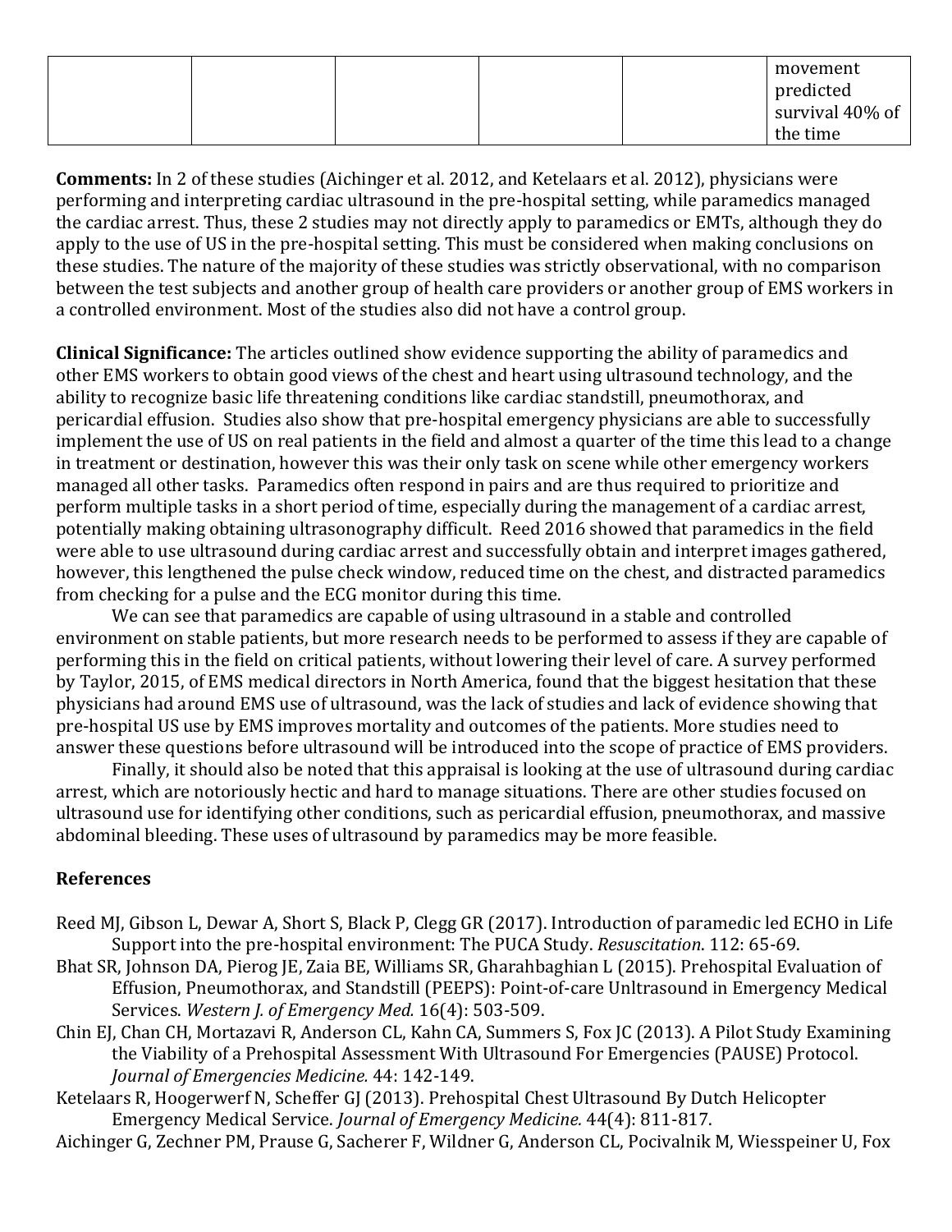|  |  |  |  |  |  |
| --- | --- | --- | --- | --- | --- |
|  |  |  |  |  | movement predicted survival 40% of the time |

**Comments:** In 2 of these studies (Aichinger et al. 2012, and Ketelaars et al. 2012), physicians were performing and interpreting cardiac ultrasound in the pre-hospital setting, while paramedics managed the cardiac arrest. Thus, these 2 studies may not directly apply to paramedics or EMTs, although they do apply to the use of US in the pre-hospital setting. This must be considered when making conclusions on these studies. The nature of the majority of these studies was strictly observational, with no comparison between the test subjects and another group of health care providers or another group of EMS workers in a controlled environment. Most of the studies also did not have a control group.

**Clinical Significance:** The articles outlined show evidence supporting the ability of paramedics and other EMS workers to obtain good views of the chest and heart using ultrasound technology, and the ability to recognize basic life threatening conditions like cardiac standstill, pneumothorax, and pericardial effusion. Studies also show that pre-hospital emergency physicians are able to successfully implement the use of US on real patients in the field and almost a quarter of the time this lead to a change in treatment or destination, however this was their only task on scene while other emergency workers managed all other tasks. Paramedics often respond in pairs and are thus required to prioritize and perform multiple tasks in a short period of time, especially during the management of a cardiac arrest, potentially making obtaining ultrasonography difficult. Reed 2016 showed that paramedics in the field were able to use ultrasound during cardiac arrest and successfully obtain and interpret images gathered, however, this lengthened the pulse check window, reduced time on the chest, and distracted paramedics from checking for a pulse and the ECG monitor during this time.

We can see that paramedics are capable of using ultrasound in a stable and controlled environment on stable patients, but more research needs to be performed to assess if they are capable of performing this in the field on critical patients, without lowering their level of care. A survey performed by Taylor, 2015, of EMS medical directors in North America, found that the biggest hesitation that these physicians had around EMS use of ultrasound, was the lack of studies and lack of evidence showing that pre-hospital US use by EMS improves mortality and outcomes of the patients. More studies need to answer these questions before ultrasound will be introduced into the scope of practice of EMS providers.

Finally, it should also be noted that this appraisal is looking at the use of ultrasound during cardiac arrest, which are notoriously hectic and hard to manage situations. There are other studies focused on ultrasound use for identifying other conditions, such as pericardial effusion, pneumothorax, and massive abdominal bleeding. These uses of ultrasound by paramedics may be more feasible.

## References

Reed MJ, Gibson L, Dewar A, Short S, Black P, Clegg GR (2017). Introduction of paramedic led ECHO in Life Support into the pre-hospital environment: The PUCA Study. *Resuscitation*. 112: 65-69.

Bhat SR, Johnson DA, Pierog JE, Zaia BE, Williams SR, Gharahbaghian L (2015). Prehospital Evaluation of Effusion, Pneumothorax, and Standstill (PEEPS): Point-of-care Unltrasound in Emergency Medical Services. *Western J. of Emergency Med.* 16(4): 503-509.

Chin EJ, Chan CH, Mortazavi R, Anderson CL, Kahn CA, Summers S, Fox JC (2013). A Pilot Study Examining the Viability of a Prehospital Assessment With Ultrasound For Emergencies (PAUSE) Protocol. *Journal of Emergencies Medicine.* 44: 142-149.

Ketelaars R, Hoogerwerf N, Scheffer GJ (2013). Prehospital Chest Ultrasound By Dutch Helicopter Emergency Medical Service. *Journal of Emergency Medicine.* 44(4): 811-817.

Aichinger G, Zechner PM, Prause G, Sacherer F, Wildner G, Anderson CL, Pocivalnik M, Wiesspeiner U, Fox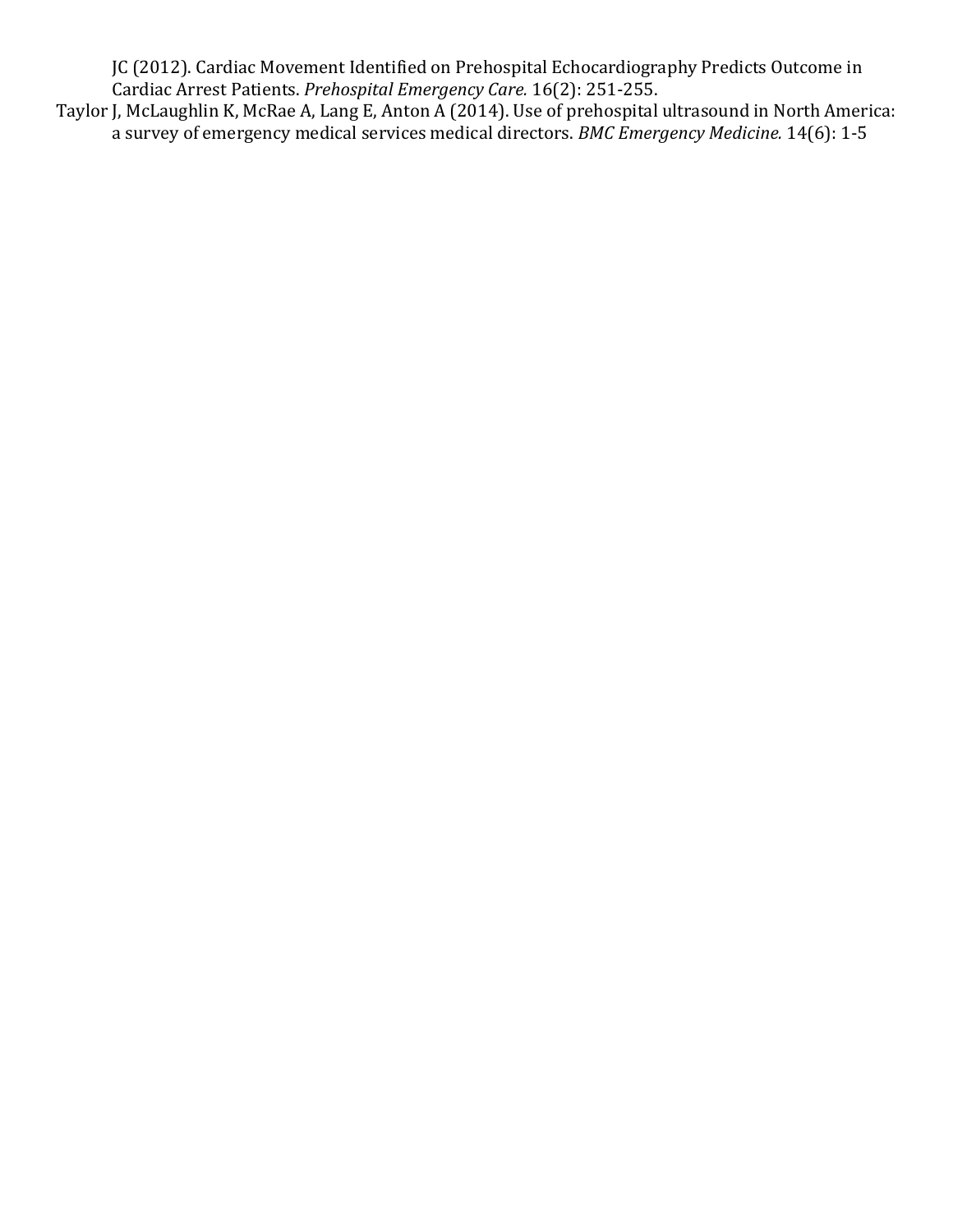JC (2012). Cardiac Movement Identified on Prehospital Echocardiography Predicts Outcome in Cardiac Arrest Patients. *Prehospital Emergency Care.* 16(2): 251-255.

Taylor J, McLaughlin K, McRae A, Lang E, Anton A (2014). Use of prehospital ultrasound in North America: a survey of emergency medical services medical directors. *BMC Emergency Medicine.* 14(6): 1-5